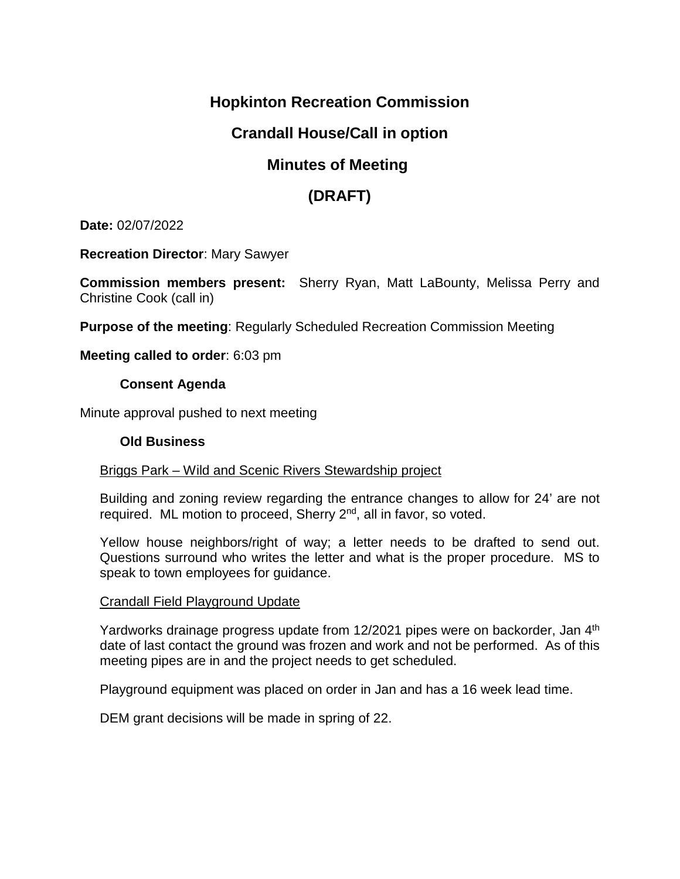# Hopkinton Recreation Commission

## Crandall House/Call in option

## Minutes of Meeting

## (DRAFT)

**Date:** 02/07/2022

**Recreation Director**: Mary Sawyer

**Commission members present:** Sherry Ryan, Matt LaBounty, Melissa Perry and Christine Cook (call in)

**Purpose of the meeting**: Regularly Scheduled Recreation Commission Meeting

**Meeting called to order**: 6:03 pm

### Consent Agenda

Minute approval pushed to next meeting

### Old Business

Briggs Park – Wild and Scenic Rivers Stewardship project

Building and zoning review regarding the entrance changes to allow for 24' are not required. ML motion to proceed, Sherry 2nd, all in favor, so voted.

Yellow house neighbors/right of way; a letter needs to be drafted to send out. Questions surround who writes the letter and what is the proper procedure. MS to speak to town employees for guidance.

Crandall Field Playground Update

Yardworks drainage progress update from 12/2021 pipes were on backorder, Jan 4th date of last contact the ground was frozen and work and not be performed. As of this meeting pipes are in and the project needs to get scheduled.

Playground equipment was placed on order in Jan and has a 16 week lead time.

DEM grant decisions will be made in spring of 22.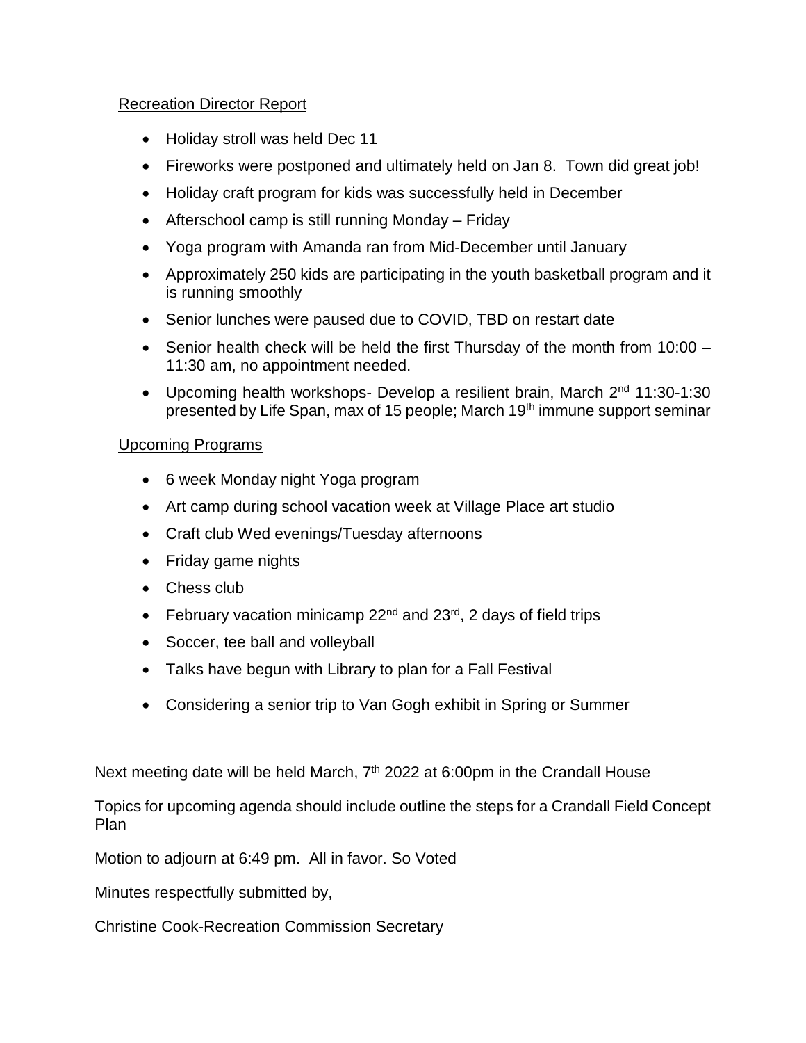Recreation Director Report

- Holiday stroll was held Dec 11
- Fireworks were postponed and ultimately held on Jan 8. Town did great job!
- Holiday craft program for kids was successfully held in December
- Afterschool camp is still running Monday – Friday
- Yoga program with Amanda ran from Mid-December until January
- Approximately 250 kids are participating in the youth basketball program and it is running smoothly
- Senior lunches were paused due to COVID, TBD on restart date
- Senior health check will be held the first Thursday of the month from 10:00 – 11:30 am, no appointment needed.
- Upcoming health workshops- Develop a resilient brain, March 2nd 11:30-1:30 presented by Life Span, max of 15 people; March 19th immune support seminar

Upcoming Programs

- 6 week Monday night Yoga program
- Art camp during school vacation week at Village Place art studio
- Craft club Wed evenings/Tuesday afternoons
- Friday game nights
- Chess club
- February vacation minicamp 22nd and 23rd, 2 days of field trips
- Soccer, tee ball and volleyball
- Talks have begun with Library to plan for a Fall Festival
- Considering a senior trip to Van Gogh exhibit in Spring or Summer

Next meeting date will be held March, 7th 2022 at 6:00pm in the Crandall House

Topics for upcoming agenda should include outline the steps for a Crandall Field Concept Plan

Motion to adjourn at 6:49 pm. All in favor. So Voted

Minutes respectfully submitted by,

Christine Cook-Recreation Commission Secretary